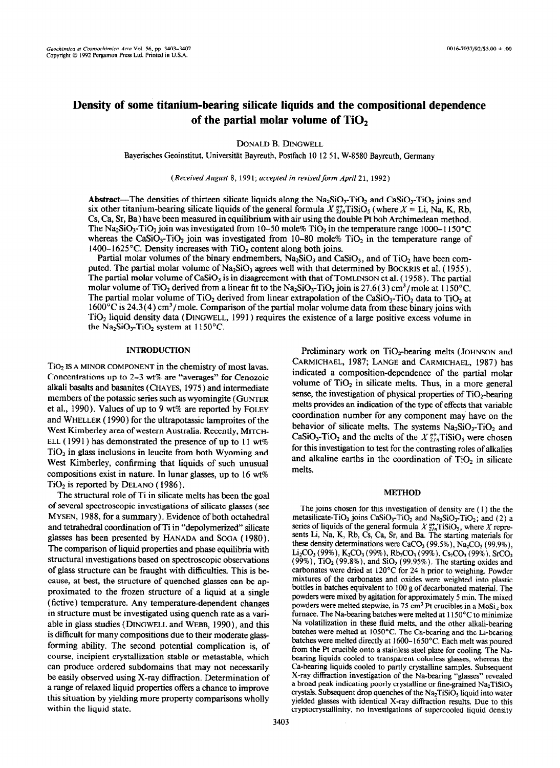# Density of some titanium-bearing silicate liquids and the compositional dependence of the partial molar volume of $TiO_2$

DONALD B. DINGWELL

Bayerisches Geoinstitut, Universität Bayreuth, Postfach 10 12 51, W-8580 Bayreuth, Germany

*(Received August 8, 1991; accepted in revised form April 21, 1992)*

**Abstract**—The densities of thirteen silicate liquids along the $Na_2SiO_3$-$TiO_2$ and $CaSiO_3$-$TiO_2$ joins and six other titanium-bearing silicate liquids of the general formula $X^{n+}_{2/n}TiSiO_5$ (where $X$ = Li, Na, K, Rb, Cs, Ca, Sr, Ba) have been measured in equilibrium with air using the double Pt bob Archimedean method. The $Na_2SiO_3$-$TiO_2$ join was investigated from 10–50 mole% $TiO_2$ in the temperature range 1000–1150°C whereas the $CaSiO_3$-$TiO_2$ join was investigated from 10–80 mole% $TiO_2$ in the temperature range of 1400–1625°C. Density increases with $TiO_2$ content along both joins.

Partial molar volumes of the binary endmembers, $Na_2SiO_3$ and $CaSiO_3$, and of $TiO_2$ have been computed. The partial molar volume of $Na_2SiO_3$ agrees well with that determined by BOCKRIS et al. (1955). The partial molar volume of $CaSiO_3$ is in disagreement with that of TOMLINSON et al. (1958). The partial molar volume of $TiO_2$ derived from a linear fit to the $Na_2SiO_3$-$TiO_2$ join is 27.6(3) $cm^3$/mole at 1150°C. The partial molar volume of $TiO_2$ derived from linear extrapolation of the $CaSiO_3$-$TiO_2$ data to $TiO_2$ at 1600°C is 24.3(4) $cm^3$/mole. Comparison of the partial molar volume data from these binary joins with $TiO_2$ liquid density data (DINGWELL, 1991) requires the existence of a large positive excess volume in the $Na_2SiO_3$-$TiO_2$ system at 1150°C.

## INTRODUCTION

$TiO_2$ IS A MINOR COMPONENT in the chemistry of most lavas. Concentrations up to 2–3 wt% are "averages" for Cenozoic alkali basalts and basanites (CHAYES, 1975) and intermediate members of the potassic series such as wyomingite (GUNTER et al., 1990). Values of up to 9 wt% are reported by FOLEY and WHELLER (1990) for the ultrapotassic lamproites of the West Kimberley area of western Australia. Recently, MITCHELL (1991) has demonstrated the presence of up to 11 wt% $TiO_2$ in glass inclusions in leucite from both Wyoming and West Kimberley, confirming that liquids of such unusual compositions exist in nature. In lunar glasses, up to 16 wt% $TiO_2$ is reported by DELANO (1986).

The structural role of Ti in silicate melts has been the goal of several spectroscopic investigations of silicate glasses (see MYSEN, 1988, for a summary). Evidence of both octahedral and tetrahedral coordination of Ti in "depolymerized" silicate glasses has been presented by HANADA and SOGA (1980). The comparison of liquid properties and phase equilibria with structural investigations based on spectroscopic observations of glass structure can be fraught with difficulties. This is because, at best, the structure of quenched glasses can be approximated to the frozen structure of a liquid at a single (fictive) temperature. Any temperature-dependent changes in structure must be investigated using quench rate as a variable in glass studies (DINGWELL and WEBB, 1990), and this is difficult for many compositions due to their moderate glass-forming ability. The second potential complication is, of course, incipient crystallization stable or metastable, which can produce ordered subdomains that may not necessarily be easily observed using X-ray diffraction. Determination of a range of relaxed liquid properties offers a chance to improve this situation by yielding more property comparisons wholly within the liquid state.

Preliminary work on $TiO_2$-bearing melts (JOHNSON and CARMICHAEL, 1987; LANGE and CARMICHAEL, 1987) has indicated a composition-dependence of the partial molar volume of $TiO_2$ in silicate melts. Thus, in a more general sense, the investigation of physical properties of $TiO_2$-bearing melts provides an indication of the type of effects that variable coordination number for any component may have on the behavior of silicate melts. The systems $Na_2SiO_3$-$TiO_2$ and $CaSiO_3$-$TiO_2$ and the melts of the $X^{n+}_{2/n}TiSiO_5$ were chosen for this investigation to test for the contrasting roles of alkalies and alkaline earths in the coordination of $TiO_2$ in silicate melts.

## METHOD

The joins chosen for this investigation of density are (1) the the metasilicate-$TiO_2$ joins $CaSiO_3$-$TiO_2$ and $Na_2SiO_3$-$TiO_2$; and (2) a series of liquids of the general formula $X^{n+}_{2/n}TiSiO_5$, where $X$ represents Li, Na, K, Rb, Cs, Ca, Sr, and Ba. The starting materials for these density determinations were $CaCO_3$ (99.5%), $Na_2CO_3$ (99.9%), $Li_2CO_3$ (99%), $K_2CO_3$ (99%), $Rb_2CO_3$ (99%), $Cs_2CO_3$ (99%), $SrCO_3$ (99%), $TiO_2$ (99.8%), and $SiO_2$ (99.95%). The starting oxides and carbonates were dried at 120°C for 24 h prior to weighing. Powder mixtures of the carbonates and oxides were weighted into plastic bottles in batches equivalent to 100 g of decarbonated material. The powders were mixed by agitation for approximately 5 min. The mixed powders were melted stepwise, in 75 $cm^3$ Pt crucibles in a $MoSi_2$ box furnace. The Na-bearing batches were melted at 1150°C to minimize Na volatilization in these fluid melts, and the other alkali-bearing batches were melted at 1050°C. The Ca-bearing and the Li-bearing batches were melted directly at 1600–1650°C. Each melt was poured from the Pt crucible onto a stainless steel plate for cooling. The Na-bearing liquids cooled to transparent colorless glasses, whereas the Ca-bearing liquids cooled to partly crystalline samples. Subsequent X-ray diffraction investigation of the Na-bearing "glasses" revealed a broad peak indicating poorly crystalline or fine-grained $Na_2TiSiO_5$ crystals. Subsequent drop quenches of the $Na_2TiSiO_5$ liquid into water yielded glasses with identical X-ray diffraction results. Due to this cryptocrystallinity, no investigations of supercooled liquid density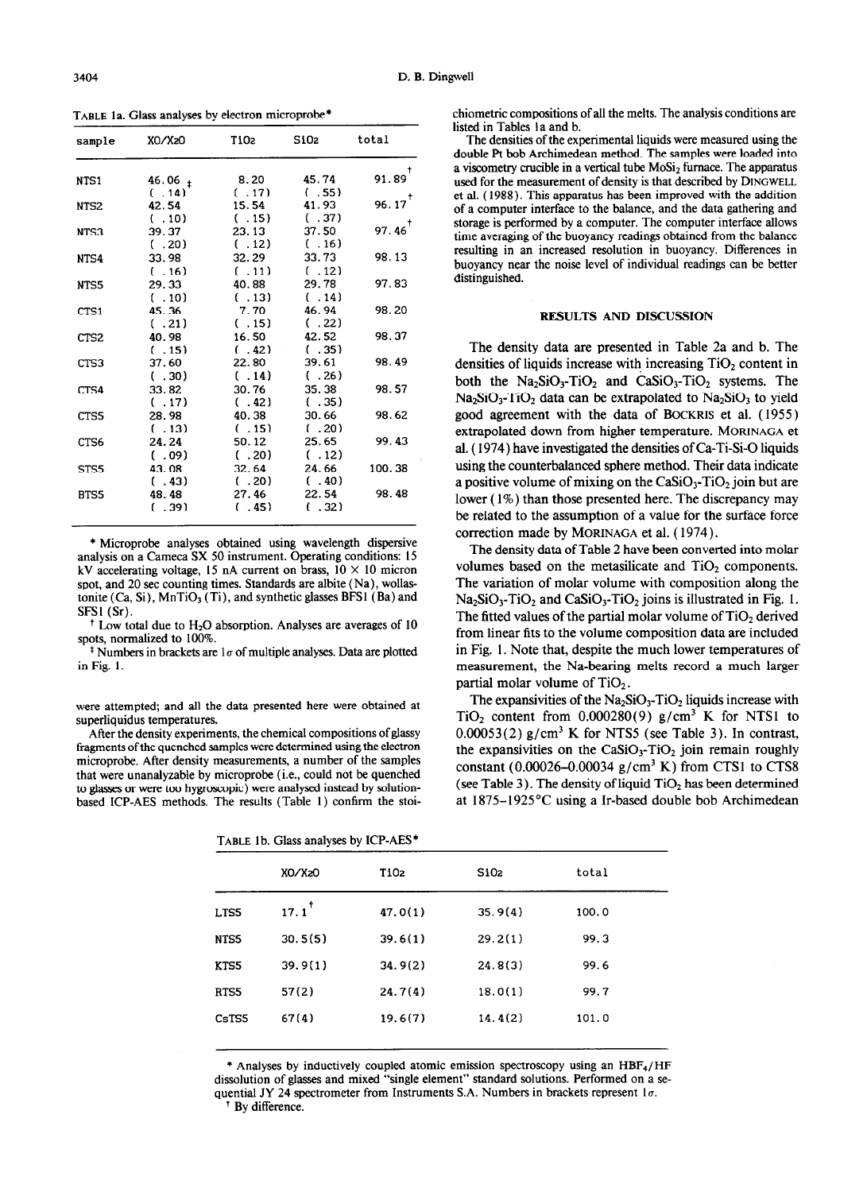TABLE 1a. Glass analyses by electron microprobe*

| sample | XO/X2O | TiO2 | SiO2 | total |
|---|---|---|---|---|
| NTS1 | 46.06 ‡ | 8.20 | 45.74 | 91.89 † |
| | (.14) | (.17) | (.55) | |
| NTS2 | 42.54 | 15.54 | 41.93 | 96.17 † |
| | (.10) | (.15) | (.37) | |
| NTS3 | 39.37 | 23.13 | 37.50 | 97.46 † |
| | (.20) | (.12) | (.16) | |
| NTS4 | 33.98 | 32.29 | 33.73 | 98.13 |
| | (.16) | (.11) | (.12) | |
| NTS5 | 29.33 | 40.88 | 29.78 | 97.83 |
| | (.10) | (.13) | (.14) | |
| CTS1 | 45.36 | 7.70 | 46.94 | 98.20 |
| | (.21) | (.15) | (.22) | |
| CTS2 | 40.98 | 16.50 | 42.52 | 98.37 |
| | (.15) | (.42) | (.35) | |
| CTS3 | 37.60 | 22.80 | 39.61 | 98.49 |
| | (.30) | (.14) | (.26) | |
| CTS4 | 33.82 | 30.76 | 35.38 | 98.57 |
| | (.17) | (.42) | (.35) | |
| CTS5 | 28.98 | 40.38 | 30.66 | 98.62 |
| | (.13) | (.15) | (.20) | |
| CTS6 | 24.24 | 50.12 | 25.65 | 99.43 |
| | (.09) | (.20) | (.12) | |
| STS5 | 43.08 | 32.64 | 24.66 | 100.38 |
| | (.43) | (.20) | (.40) | |
| BTS5 | 48.48 | 27.46 | 22.54 | 98.48 |
| | (.39) | (.45) | (.32) | |

\* Microprobe analyses obtained using wavelength dispersive analysis on a Cameca SX 50 instrument. Operating conditions: 15 kV accelerating voltage, 15 nA current on brass, 10 × 10 micron spot, and 20 sec counting times. Standards are albite (Na), wollastonite (Ca, Si), $MnTiO_3$ (Ti), and synthetic glasses BFS1 (Ba) and SFS1 (Sr).

† Low total due to $H_2O$ absorption. Analyses are averages of 10 spots, normalized to 100%.

‡ Numbers in brackets are 1σ of multiple analyses. Data are plotted in Fig. 1.

were attempted; and all the data presented here were obtained at superliquidus temperatures.

After the density experiments, the chemical compositions of glassy fragments of the quenched samples were determined using the electron microprobe. After density measurements, a number of the samples that were unanalyzable by microprobe (i.e., could not be quenched to glasses or were too hygroscopic) were analysed instead by solution-based ICP-AES methods. The results (Table 1) confirm the stoichiometric compositions of all the melts. The analysis conditions are listed in Tables 1a and b.

The densities of the experimental liquids were measured using the double Pt bob Archimedean method. The samples were loaded into a viscometry crucible in a vertical tube $MoSi_2$ furnace. The apparatus used for the measurement of density is that described by DINGWELL et al. (1988). This apparatus has been improved with the addition of a computer interface to the balance, and the data gathering and storage is performed by a computer. The computer interface allows time averaging of the buoyancy readings obtained from the balance resulting in an increased resolution in buoyancy. Differences in buoyancy near the noise level of individual readings can be better distinguished.

## RESULTS AND DISCUSSION

The density data are presented in Table 2a and b. The densities of liquids increase with increasing $TiO_2$ content in both the $Na_2SiO_3$-$TiO_2$ and $CaSiO_3$-$TiO_2$ systems. The $Na_2SiO_3$-$TiO_2$ data can be extrapolated to $Na_2SiO_3$ to yield good agreement with the data of BOCKRIS et al. (1955) extrapolated down from higher temperature. MORINAGA et al. (1974) have investigated the densities of Ca-Ti-Si-O liquids using the counterbalanced sphere method. Their data indicate a positive volume of mixing on the $CaSiO_3$-$TiO_2$ join but are lower (1%) than those presented here. The discrepancy may be related to the assumption of a value for the surface force correction made by MORINAGA et al. (1974).

The density data of Table 2 have been converted into molar volumes based on the metasilicate and $TiO_2$ components. The variation of molar volume with composition along the $Na_2SiO_3$-$TiO_2$ and $CaSiO_3$-$TiO_2$ joins is illustrated in Fig. 1. The fitted values of the partial molar volume of $TiO_2$ derived from linear fits to the volume composition data are included in Fig. 1. Note that, despite the much lower temperatures of measurement, the Na-bearing melts record a much larger partial molar volume of $TiO_2$.

The expansivities of the $Na_2SiO_3$-$TiO_2$ liquids increase with $TiO_2$ content from 0.000280(9) g/cm$^3$ K for NTS1 to 0.00053(2) g/cm$^3$ K for NTS5 (see Table 3). In contrast, the expansivities on the $CaSiO_3$-$TiO_2$ join remain roughly constant (0.00026–0.00034 g/cm$^3$ K) from CTS1 to CTS8 (see Table 3). The density of liquid $TiO_2$ has been determined at 1875–1925°C using a Ir-based double bob Archimedean

TABLE 1b. Glass analyses by ICP-AES*

| | XO/X2O | TiO2 | SiO2 | total |
|---|---|---|---|---|
| LTS5 | 17.1 † | 47.0(1) | 35.9(4) | 100.0 |
| NTS5 | 30.5(5) | 39.6(1) | 29.2(1) | 99.3 |
| KTS5 | 39.9(1) | 34.9(2) | 24.8(3) | 99.6 |
| RTS5 | 57(2) | 24.7(4) | 18.0(1) | 99.7 |
| CsTS5 | 67(4) | 19.6(7) | 14.4(2) | 101.0 |

\* Analyses by inductively coupled atomic emission spectroscopy using an $HBF_4$/HF dissolution of glasses and mixed "single element" standard solutions. Performed on a sequential JY 24 spectrometer from Instruments S.A. Numbers in brackets represent 1σ.

† By difference.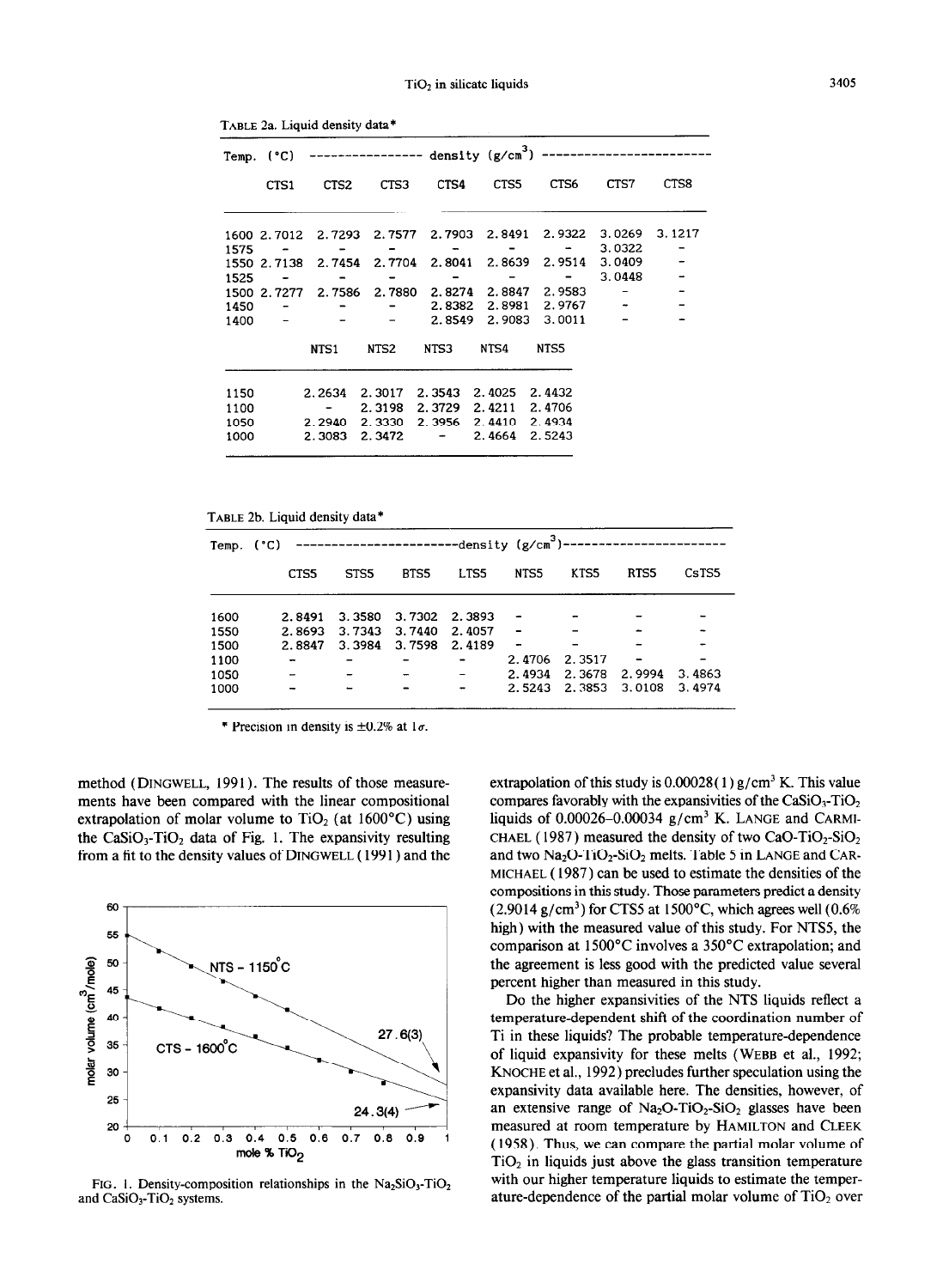TABLE 2a. Liquid density data*

| Temp. (°C) | density (g/cm³) | | | | | | | |
|---|---|---|---|---|---|---|---|---|
| | CTS1 | CTS2 | CTS3 | CTS4 | CTS5 | CTS6 | CTS7 | CTS8 |
| 1600 | 2.7012 | 2.7293 | 2.7577 | 2.7903 | 2.8491 | 2.9322 | 3.0269 | 3.1217 |
| 1575 | - | - | - | - | - | - | 3.0322 | - |
| 1550 | 2.7138 | 2.7454 | 2.7704 | 2.8041 | 2.8639 | 2.9514 | 3.0409 | - |
| 1525 | - | - | - | - | - | - | 3.0448 | - |
| 1500 | 2.7277 | 2.7586 | 2.7880 | 2.8274 | 2.8847 | 2.9583 | - | - |
| 1450 | - | - | - | 2.8382 | 2.8981 | 2.9767 | - | - |
| 1400 | - | - | - | 2.8549 | 2.9083 | 3.0011 | - | - |

| | NTS1 | NTS2 | NTS3 | NTS4 | NTS5 |
|---|---|---|---|---|---|
| 1150 | 2.2634 | 2.3017 | 2.3543 | 2.4025 | 2.4432 |
| 1100 | - | 2.3198 | 2.3729 | 2.4211 | 2.4706 |
| 1050 | 2.2940 | 2.3330 | 2.3956 | 2.4410 | 2.4934 |
| 1000 | 2.3083 | 2.3472 | - | 2.4664 | 2.5243 |

TABLE 2b. Liquid density data*

| Temp. (°C) | density (g/cm³) | | | | | | | |
|---|---|---|---|---|---|---|---|---|
| | CTS5 | STS5 | BTS5 | LTS5 | NTS5 | KTS5 | RTS5 | CsTS5 |
| 1600 | 2.8491 | 3.3580 | 3.7302 | 2.3893 | - | - | - | - |
| 1550 | 2.8693 | 3.7343 | 3.7440 | 2.4057 | - | - | - | - |
| 1500 | 2.8847 | 3.3984 | 3.7598 | 2.4189 | - | - | - | - |
| 1100 | - | - | - | - | 2.4706 | 2.3517 | - | - |
| 1050 | - | - | - | - | 2.4934 | 2.3678 | 2.9994 | 3.4863 |
| 1000 | - | - | - | - | 2.5243 | 2.3853 | 3.0108 | 3.4974 |

\* Precision in density is ±0.2% at 1σ.

method (DINGWELL, 1991). The results of those measurements have been compared with the linear compositional extrapolation of molar volume to $TiO_2$ (at 1600°C) using the $CaSiO_3$-$TiO_2$ data of Fig. 1. The expansivity resulting from a fit to the density values of DINGWELL (1991) and the extrapolation of this study is 0.00028(1) g/cm³ K. This value compares favorably with the expansivities of the $CaSiO_3$-$TiO_2$ liquids of 0.00026–0.00034 g/cm³ K. LANGE and CARMICHAEL (1987) measured the density of two $CaO$-$TiO_2$-$SiO_2$ and two $Na_2O$-$TiO_2$-$SiO_2$ melts. Table 5 in LANGE and CARMICHAEL (1987) can be used to estimate the densities of the compositions in this study. Those parameters predict a density (2.9014 g/cm³) for CTS5 at 1500°C, which agrees well (0.6% high) with the measured value of this study. For NTS5, the comparison at 1500°C involves a 350°C extrapolation; and the agreement is less good with the predicted value several percent higher than measured in this study.

FIG. 1. Density-composition relationships in the $Na_2SiO_3$-$TiO_2$ and $CaSiO_3$-$TiO_2$ systems.

Do the higher expansivities of the NTS liquids reflect a temperature-dependent shift of the coordination number of Ti in these liquids? The probable temperature-dependence of liquid expansivity for these melts (WEBB et al., 1992; KNOCHE et al., 1992) precludes further speculation using the expansivity data available here. The densities, however, of an extensive range of $Na_2O$-$TiO_2$-$SiO_2$ glasses have been measured at room temperature by HAMILTON and CLEEK (1958). Thus, we can compare the partial molar volume of $TiO_2$ in liquids just above the glass transition temperature with our higher temperature liquids to estimate the temperature-dependence of the partial molar volume of $TiO_2$ over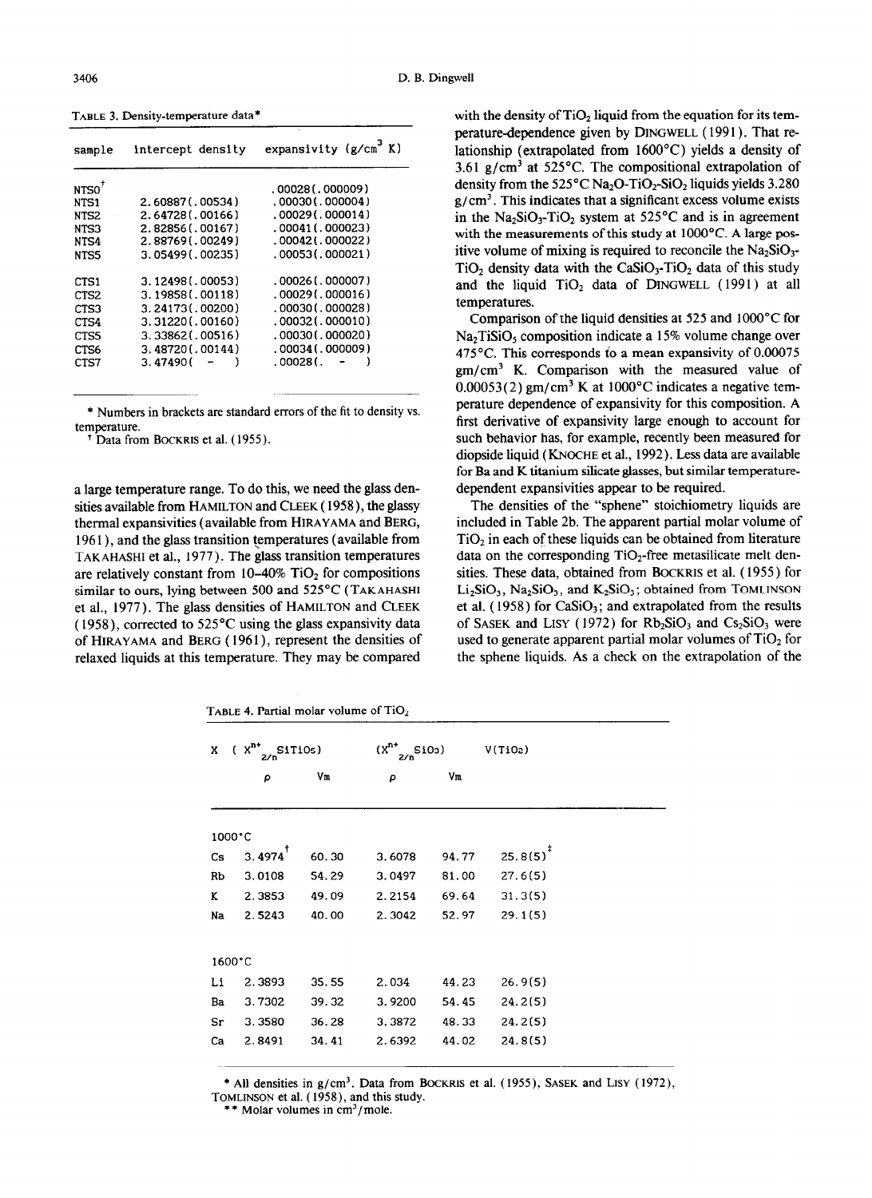TABLE 3. Density-temperature data*

| sample | intercept density | expansivity (g/cm$^3$ K) |
|---|---|---|
| NTS0[†] | | .00028(.000009) |
| NTS1 | 2.60887(.00534) | .00030(.000004) |
| NTS2 | 2.64728(.00166) | .00029(.000014) |
| NTS3 | 2.82856(.00167) | .00041(.000023) |
| NTS4 | 2.88769(.00249) | .00042(.000022) |
| NTS5 | 3.05499(.00235) | .00053(.000021) |
| CTS1 | 3.12498(.00053) | .00026(.000007) |
| CTS2 | 3.19858(.00118) | .00029(.000016) |
| CTS3 | 3.24173(.00200) | .00030(.000028) |
| CTS4 | 3.31220(.00160) | .00032(.000010) |
| CTS5 | 3.33862(.00516) | .00030(.000020) |
| CTS6 | 3.48720(.00144) | .00034(.000009) |
| CTS7 | 3.47490( - ) | .00028( - ) |

\* Numbers in brackets are standard errors of the fit to density vs. temperature.

[†] Data from BOCKRIS et al. (1955).

a large temperature range. To do this, we need the glass densities available from HAMILTON and CLEEK (1958), the glassy thermal expansivities (available from HIRAYAMA and BERG, 1961), and the glass transition temperatures (available from TAKAHASHI et al., 1977). The glass transition temperatures are relatively constant from 10–40% $TiO_2$ for compositions similar to ours, lying between 500 and 525°C (TAKAHASHI et al., 1977). The glass densities of HAMILTON and CLEEK (1958), corrected to 525°C using the glass expansivity data of HIRAYAMA and BERG (1961), represent the densities of relaxed liquids at this temperature. They may be compared with the density of $TiO_2$ liquid from the equation for its temperature-dependence given by DINGWELL (1991). That relationship (extrapolated from 1600°C) yields a density of 3.61 g/cm$^3$ at 525°C. The compositional extrapolation of density from the 525°C $Na_2O$-$TiO_2$-$SiO_2$ liquids yields 3.280 g/cm$^3$. This indicates that a significant excess volume exists in the $Na_2SiO_3$-$TiO_2$ system at 525°C and is in agreement with the measurements of this study at 1000°C. A large positive volume of mixing is required to reconcile the $Na_2SiO_3$-$TiO_2$ density data with the $CaSiO_3$-$TiO_2$ data of this study and the liquid $TiO_2$ data of DINGWELL (1991) at all temperatures.

Comparison of the liquid densities at 525 and 1000°C for $Na_2TiSiO_5$ composition indicate a 15% volume change over 475°C. This corresponds to a mean expansivity of 0.00075 gm/cm$^3$ K. Comparison with the measured value of 0.00053(2) gm/cm$^3$ K at 1000°C indicates a negative temperature dependence of expansivity for this composition. A first derivative of expansivity large enough to account for such behavior has, for example, recently been measured for diopside liquid (KNOCHE et al., 1992). Less data are available for Ba and K titanium silicate glasses, but similar temperature-dependent expansivities appear to be required.

The densities of the "sphene" stoichiometry liquids are included in Table 2b. The apparent partial molar volume of $TiO_2$ in each of these liquids can be obtained from literature data on the corresponding $TiO_2$-free metasilicate melt densities. These data, obtained from BOCKRIS et al. (1955) for $Li_2SiO_3$, $Na_2SiO_3$, and $K_2SiO_3$; obtained from TOMLINSON et al. (1958) for $CaSiO_3$; and extrapolated from the results of SASEK and LISY (1972) for $Rb_2SiO_3$ and $Cs_2SiO_3$ were used to generate apparent partial molar volumes of $TiO_2$ for the sphene liquids. As a check on the extrapolation of the

TABLE 4. Partial molar volume of $TiO_2$

| X | ($X^{n+}_{2/n}SiTiO_5$) $\rho$ | Vm | ($X^{n+}_{2/n}SiO_3$) $\rho$ | Vm | V($TiO_2$) |
|---|---|---|---|---|---|
| 1000°C | | | | | |
| Cs | 3.4974[†] | 60.30 | 3.6078 | 94.77 | 25.8(5)[‡] |
| Rb | 3.0108 | 54.29 | 3.0497 | 81.00 | 27.6(5) |
| K | 2.3853 | 49.09 | 2.2154 | 69.64 | 31.3(5) |
| Na | 2.5243 | 40.00 | 2.3042 | 52.97 | 29.1(5) |
| 1600°C | | | | | |
| Li | 2.3893 | 35.55 | 2.034 | 44.23 | 26.9(5) |
| Ba | 3.7302 | 39.32 | 3.9200 | 54.45 | 24.2(5) |
| Sr | 3.3580 | 36.28 | 3.3872 | 48.33 | 24.2(5) |
| Ca | 2.8491 | 34.41 | 2.6392 | 44.02 | 24.8(5) |

\* All densities in g/cm$^3$. Data from BOCKRIS et al. (1955), SASEK and LISY (1972), TOMLINSON et al. (1958), and this study.

\*\* Molar volumes in cm$^3$/mole.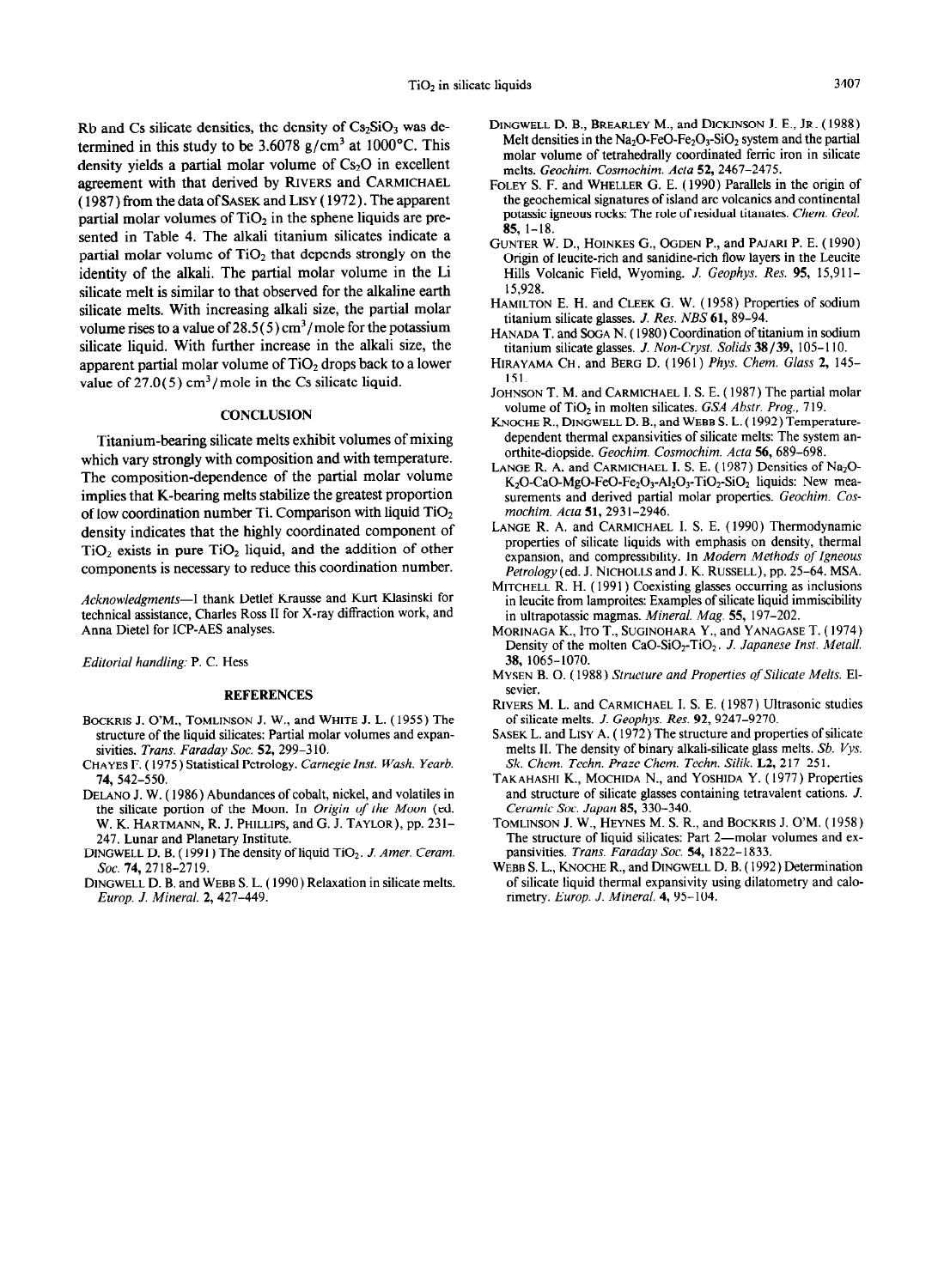Rb and Cs silicate densities, the density of $Cs_2SiO_3$ was determined in this study to be 3.6078 g/cm$^3$ at 1000°C. This density yields a partial molar volume of $Cs_2O$ in excellent agreement with that derived by RIVERS and CARMICHAEL (1987) from the data of SASEK and LISY (1972). The apparent partial molar volumes of $TiO_2$ in the sphene liquids are presented in Table 4. The alkali titanium silicates indicate a partial molar volume of $TiO_2$ that depends strongly on the identity of the alkali. The partial molar volume in the Li silicate melt is similar to that observed for the alkaline earth silicate melts. With increasing alkali size, the partial molar volume rises to a value of 28.5(5) cm$^3$/mole for the potassium silicate liquid. With further increase in the alkali size, the apparent partial molar volume of $TiO_2$ drops back to a lower value of 27.0(5) cm$^3$/mole in the Cs silicate liquid.

## CONCLUSION

Titanium-bearing silicate melts exhibit volumes of mixing which vary strongly with composition and with temperature. The composition-dependence of the partial molar volume implies that K-bearing melts stabilize the greatest proportion of low coordination number Ti. Comparison with liquid $TiO_2$ density indicates that the highly coordinated component of $TiO_2$ exists in pure $TiO_2$ liquid, and the addition of other components is necessary to reduce this coordination number.

*Acknowledgments*—I thank Detlef Krausse and Kurt Klasinski for technical assistance, Charles Ross II for X-ray diffraction work, and Anna Dietel for ICP-AES analyses.

*Editorial handling:* P. C. Hess

## REFERENCES

BOCKRIS J. O'M., TOMLINSON J. W., and WHITE J. L. (1955) The structure of the liquid silicates: Partial molar volumes and expansivities. *Trans. Faraday Soc.* **52**, 299–310.

CHAYES F. (1975) Statistical Petrology. *Carnegie Inst. Wash. Yearb.* **74**, 542–550.

DELANO J. W. (1986) Abundances of cobalt, nickel, and volatiles in the silicate portion of the Moon. In *Origin of the Moon* (ed. W. K. HARTMANN, R. J. PHILLIPS, and G. J. TAYLOR), pp. 231–247. Lunar and Planetary Institute.

DINGWELL D. B. (1991) The density of liquid $TiO_2$. *J. Amer. Ceram. Soc.* **74**, 2718–2719.

DINGWELL D. B. and WEBB S. L. (1990) Relaxation in silicate melts. *Europ. J. Mineral.* **2**, 427–449.

DINGWELL D. B., BREARLEY M., and DICKINSON J. E., JR. (1988) Melt densities in the $Na_2O$-FeO-$Fe_2O_3$-$SiO_2$ system and the partial molar volume of tetrahedrally coordinated ferric iron in silicate melts. *Geochim. Cosmochim. Acta* **52**, 2467–2475.

FOLEY S. F. and WHELLER G. E. (1990) Parallels in the origin of the geochemical signatures of island arc volcanics and continental potassic igneous rocks: The role of residual titanates. *Chem. Geol.* **85**, 1–18.

GUNTER W. D., HOINKES G., OGDEN P., and PAJARI P. E. (1990) Origin of leucite-rich and sanidine-rich flow layers in the Leucite Hills Volcanic Field, Wyoming. *J. Geophys. Res.* **95**, 15,911–15,928.

HAMILTON E. H. and CLEEK G. W. (1958) Properties of sodium titanium silicate glasses. *J. Res. NBS* **61**, 89–94.

HANADA T. and SOGA N. (1980) Coordination of titanium in sodium titanium silicate glasses. *J. Non-Cryst. Solids* **38/39**, 105–110.

HIRAYAMA CH. and BERG D. (1961) *Phys. Chem. Glass* **2**, 145–151.

JOHNSON T. M. and CARMICHAEL I. S. E. (1987) The partial molar volume of $TiO_2$ in molten silicates. *GSA Abstr. Prog.*, 719.

KNOCHE R., DINGWELL D. B., and WEBB S. L. (1992) Temperature-dependent thermal expansivities of silicate melts: The system anorthite-diopside. *Geochim. Cosmochim. Acta* **56**, 689–698.

LANGE R. A. and CARMICHAEL I. S. E. (1987) Densities of $Na_2O$-$K_2O$-CaO-MgO-FeO-$Fe_2O_3$-$Al_2O_3$-$TiO_2$-$SiO_2$ liquids: New measurements and derived partial molar properties. *Geochim. Cosmochim. Acta* **51**, 2931–2946.

LANGE R. A. and CARMICHAEL I. S. E. (1990) Thermodynamic properties of silicate liquids with emphasis on density, thermal expansion, and compressibility. In *Modern Methods of Igneous Petrology* (ed. J. NICHOLLS and J. K. RUSSELL), pp. 25–64. MSA.

MITCHELL R. H. (1991) Coexisting glasses occurring as inclusions in leucite from lamproites: Examples of silicate liquid immiscibility in ultrapotassic magmas. *Mineral. Mag.* **55**, 197–202.

MORINAGA K., ITO T., SUGINOHARA Y., and YANAGASE T. (1974) Density of the molten CaO-$SiO_2$-$TiO_2$. *J. Japanese Inst. Metall.* **38**, 1065–1070.

MYSEN B. O. (1988) *Structure and Properties of Silicate Melts.* Elsevier.

RIVERS M. L. and CARMICHAEL I. S. E. (1987) Ultrasonic studies of silicate melts. *J. Geophys. Res.* **92**, 9247–9270.

SASEK L. and LISY A. (1972) The structure and properties of silicate melts II. The density of binary alkali-silicate glass melts. *Sb. Vys. Sk. Chem. Techn. Praze Chem. Techn. Silik.* **L2**, 217–251.

TAKAHASHI K., MOCHIDA N., and YOSHIDA Y. (1977) Properties and structure of silicate glasses containing tetravalent cations. *J. Ceramic Soc. Japan* **85**, 330–340.

TOMLINSON J. W., HEYNES M. S. R., and BOCKRIS J. O'M. (1958) The structure of liquid silicates: Part 2—molar volumes and expansivities. *Trans. Faraday Soc.* **54**, 1822–1833.

WEBB S. L., KNOCHE R., and DINGWELL D. B. (1992) Determination of silicate liquid thermal expansivity using dilatometry and calorimetry. *Europ. J. Mineral.* **4**, 95–104.